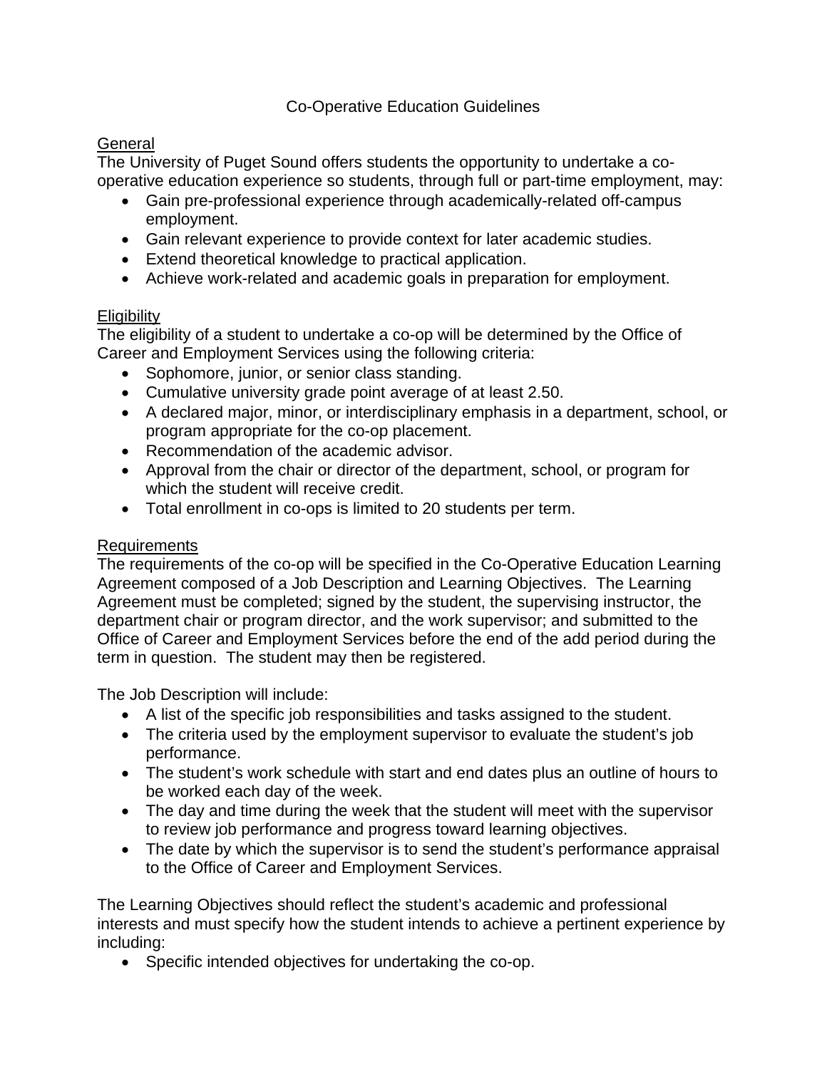# Co-Operative Education Guidelines

## General

The University of Puget Sound offers students the opportunity to undertake a co-operative education experience so students, through full or part-time employment, may:

- Gain pre-professional experience through academically-related off-campus employment.
- Gain relevant experience to provide context for later academic studies.
- Extend theoretical knowledge to practical application.
- Achieve work-related and academic goals in preparation for employment.

## Eligibility

The eligibility of a student to undertake a co-op will be determined by the Office of Career and Employment Services using the following criteria:

- Sophomore, junior, or senior class standing.
- Cumulative university grade point average of at least 2.50.
- A declared major, minor, or interdisciplinary emphasis in a department, school, or program appropriate for the co-op placement.
- Recommendation of the academic advisor.
- Approval from the chair or director of the department, school, or program for which the student will receive credit.
- Total enrollment in co-ops is limited to 20 students per term.

## Requirements

The requirements of the co-op will be specified in the Co-Operative Education Learning Agreement composed of a Job Description and Learning Objectives. The Learning Agreement must be completed; signed by the student, the supervising instructor, the department chair or program director, and the work supervisor; and submitted to the Office of Career and Employment Services before the end of the add period during the term in question. The student may then be registered.

The Job Description will include:

- A list of the specific job responsibilities and tasks assigned to the student.
- The criteria used by the employment supervisor to evaluate the student's job performance.
- The student's work schedule with start and end dates plus an outline of hours to be worked each day of the week.
- The day and time during the week that the student will meet with the supervisor to review job performance and progress toward learning objectives.
- The date by which the supervisor is to send the student's performance appraisal to the Office of Career and Employment Services.

The Learning Objectives should reflect the student's academic and professional interests and must specify how the student intends to achieve a pertinent experience by including:

- Specific intended objectives for undertaking the co-op.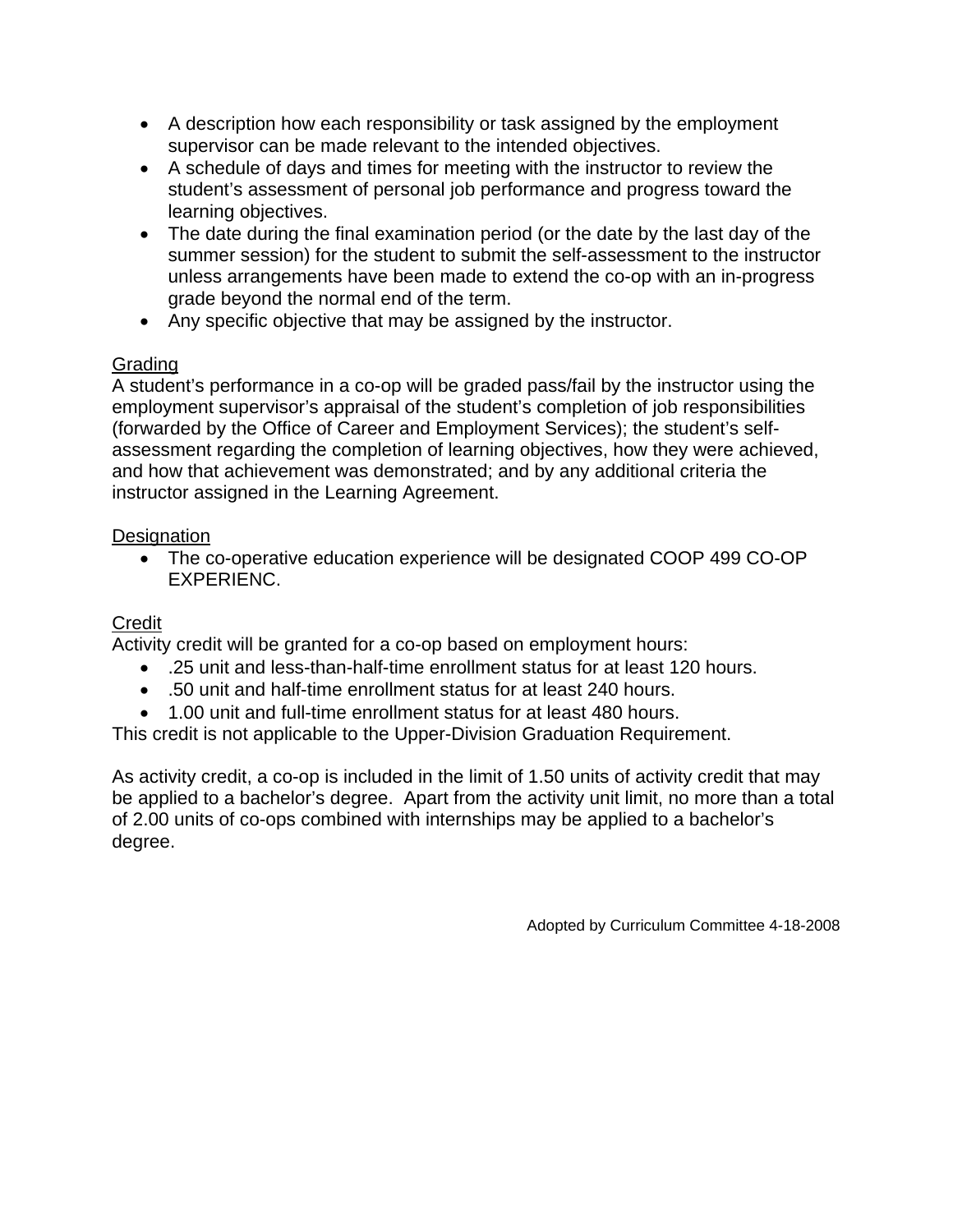- A description how each responsibility or task assigned by the employment supervisor can be made relevant to the intended objectives.
- A schedule of days and times for meeting with the instructor to review the student's assessment of personal job performance and progress toward the learning objectives.
- The date during the final examination period (or the date by the last day of the summer session) for the student to submit the self-assessment to the instructor unless arrangements have been made to extend the co-op with an in-progress grade beyond the normal end of the term.
- Any specific objective that may be assigned by the instructor.

Grading

A student's performance in a co-op will be graded pass/fail by the instructor using the employment supervisor's appraisal of the student's completion of job responsibilities (forwarded by the Office of Career and Employment Services); the student's self-assessment regarding the completion of learning objectives, how they were achieved, and how that achievement was demonstrated; and by any additional criteria the instructor assigned in the Learning Agreement.

Designation

- The co-operative education experience will be designated COOP 499 CO-OP EXPERIENC.

Credit

Activity credit will be granted for a co-op based on employment hours:

- .25 unit and less-than-half-time enrollment status for at least 120 hours.
- .50 unit and half-time enrollment status for at least 240 hours.
- 1.00 unit and full-time enrollment status for at least 480 hours.

This credit is not applicable to the Upper-Division Graduation Requirement.

As activity credit, a co-op is included in the limit of 1.50 units of activity credit that may be applied to a bachelor's degree. Apart from the activity unit limit, no more than a total of 2.00 units of co-ops combined with internships may be applied to a bachelor's degree.

Adopted by Curriculum Committee 4-18-2008